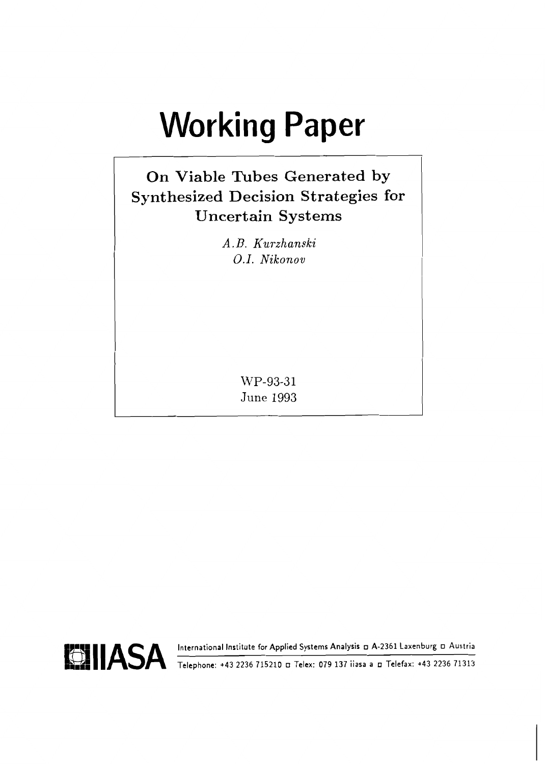# Working Paper

## On Viable Tubes Generated by Synthesized Decision Strategies for Uncertain Systems

*A.B. Kurzhanski*
*O.I. Nikonov*

WP-93-31
June 1993

**IIASA** International Institute for Applied Systems Analysis □ A-2361 Laxenburg □ Austria

Telephone: +43 2236 715210 □ Telex: 079 137 iiasa a □ Telefax: +43 2236 71313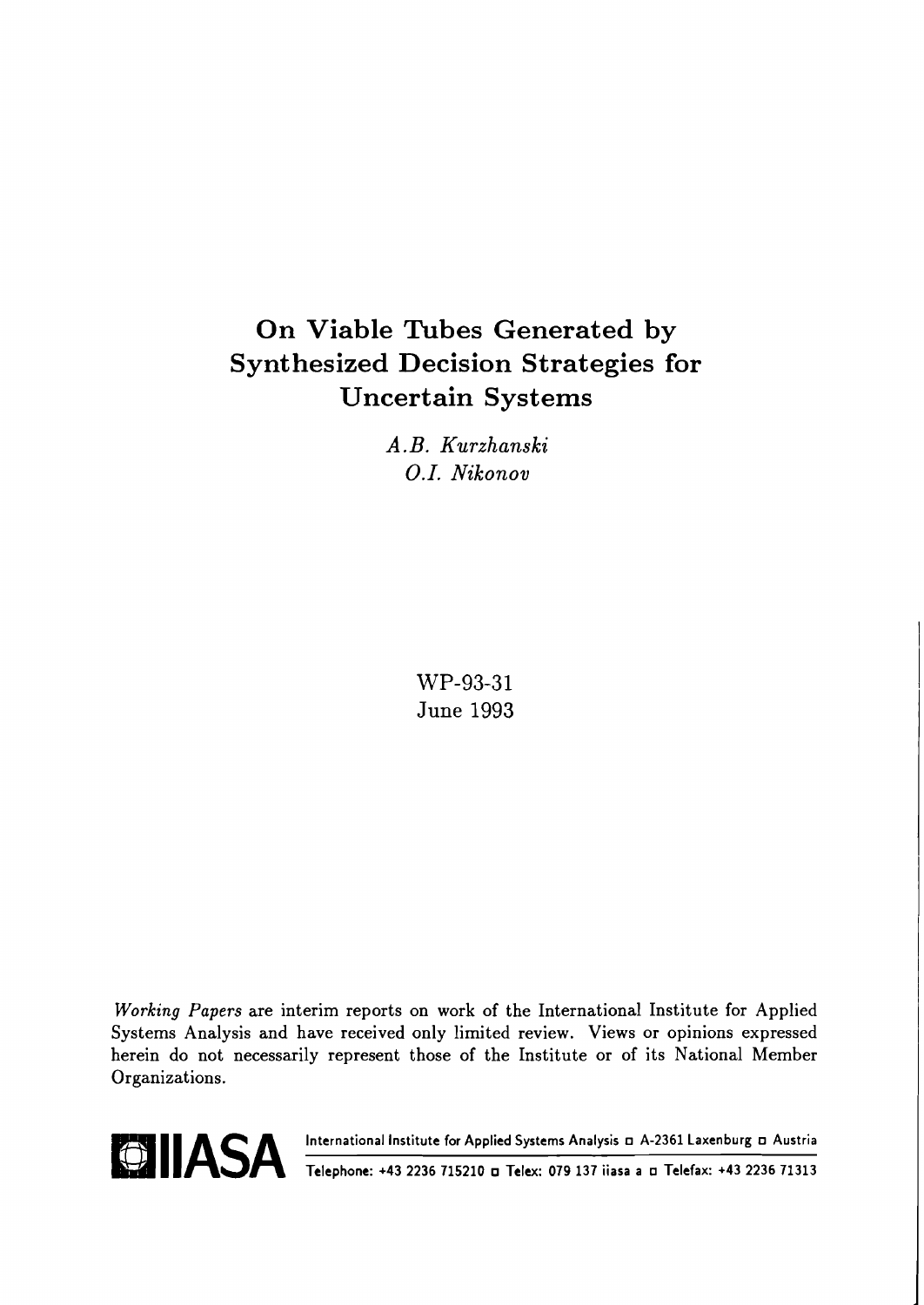# On Viable Tubes Generated by Synthesized Decision Strategies for Uncertain Systems

*A.B. Kurzhanski*
*O.I. Nikonov*

WP-93-31
June 1993

*Working Papers* are interim reports on work of the International Institute for Applied Systems Analysis and have received only limited review. Views or opinions expressed herein do not necessarily represent those of the Institute or of its National Member Organizations.

**IIASA** International Institute for Applied Systems Analysis ▫ A-2361 Laxenburg ▫ Austria
Telephone: +43 2236 715210 ▫ Telex: 079 137 iiasa a ▫ Telefax: +43 2236 71313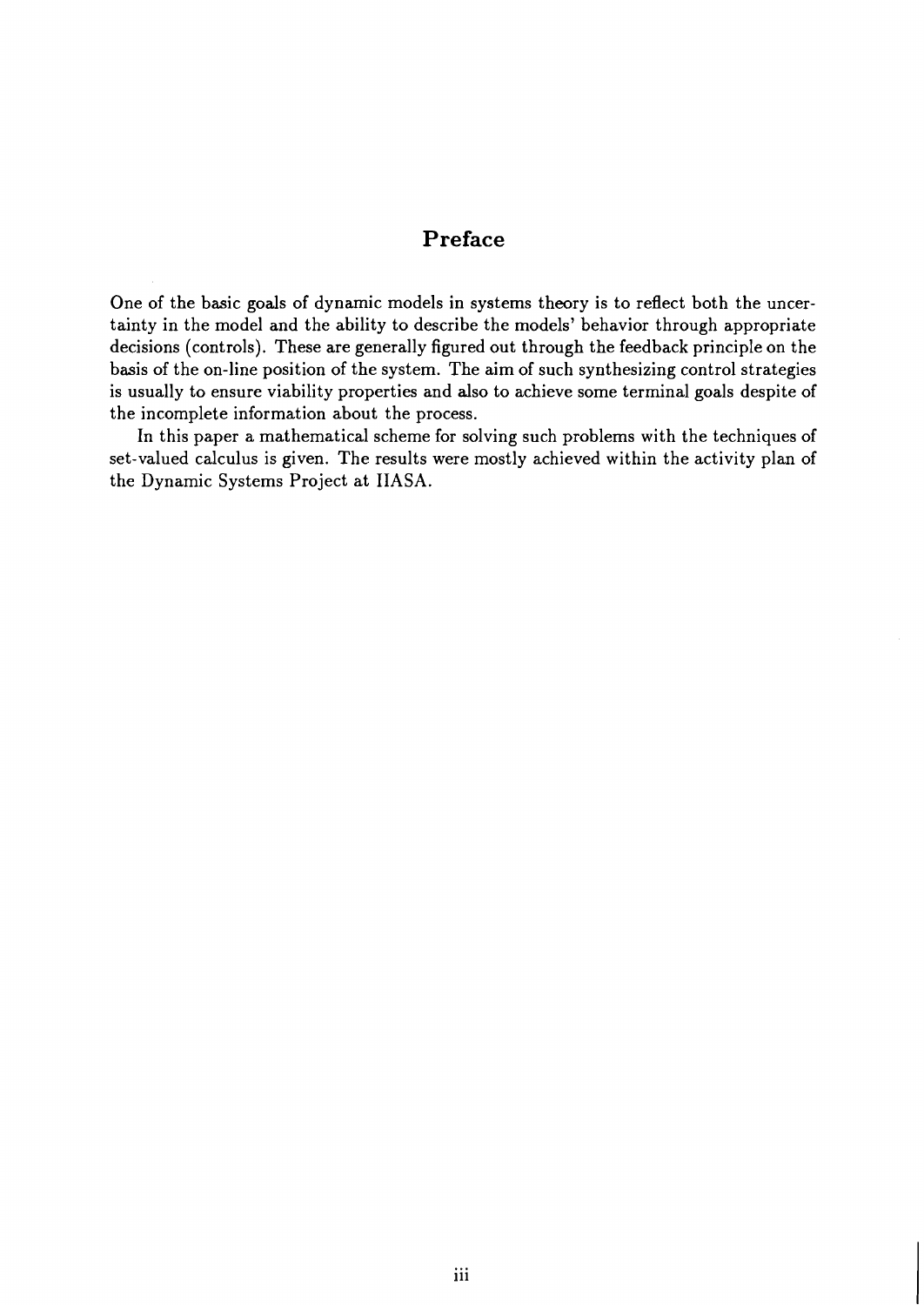# Preface

One of the basic goals of dynamic models in systems theory is to reflect both the uncertainty in the model and the ability to describe the models' behavior through appropriate decisions (controls). These are generally figured out through the feedback principle on the basis of the on-line position of the system. The aim of such synthesizing control strategies is usually to ensure viability properties and also to achieve some terminal goals despite of the incomplete information about the process.

In this paper a mathematical scheme for solving such problems with the techniques of set-valued calculus is given. The results were mostly achieved within the activity plan of the Dynamic Systems Project at IIASA.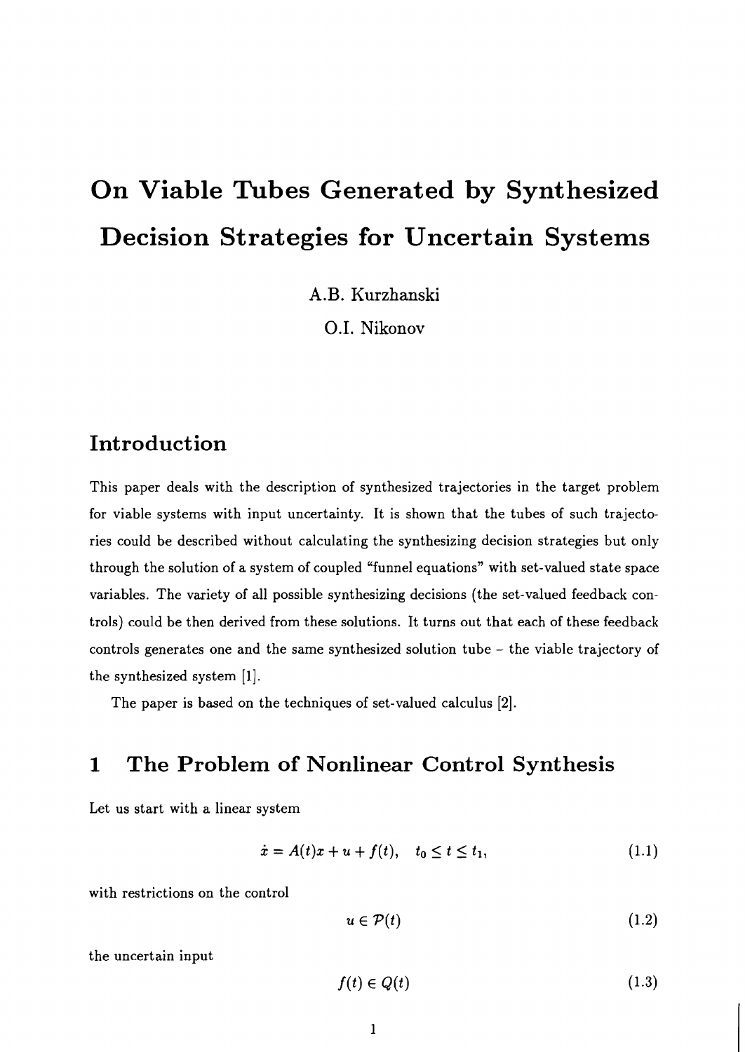# On Viable Tubes Generated by Synthesized Decision Strategies for Uncertain Systems

A.B. Kurzhanski

O.I. Nikonov

## Introduction

This paper deals with the description of synthesized trajectories in the target problem for viable systems with input uncertainty. It is shown that the tubes of such trajectories could be described without calculating the synthesizing decision strategies but only through the solution of a system of coupled "funnel equations" with set-valued state space variables. The variety of all possible synthesizing decisions (the set-valued feedback controls) could be then derived from these solutions. It turns out that each of these feedback controls generates one and the same synthesized solution tube – the viable trajectory of the synthesized system [1].

The paper is based on the techniques of set-valued calculus [2].

## 1 The Problem of Nonlinear Control Synthesis

Let us start with a linear system

$$\dot{x} = A(t)x + u + f(t), \quad t_0 \leq t \leq t_1, \tag{1.1}$$

with restrictions on the control

$$u \in \mathcal{P}(t) \tag{1.2}$$

the uncertain input

$$f(t) \in Q(t) \tag{1.3}$$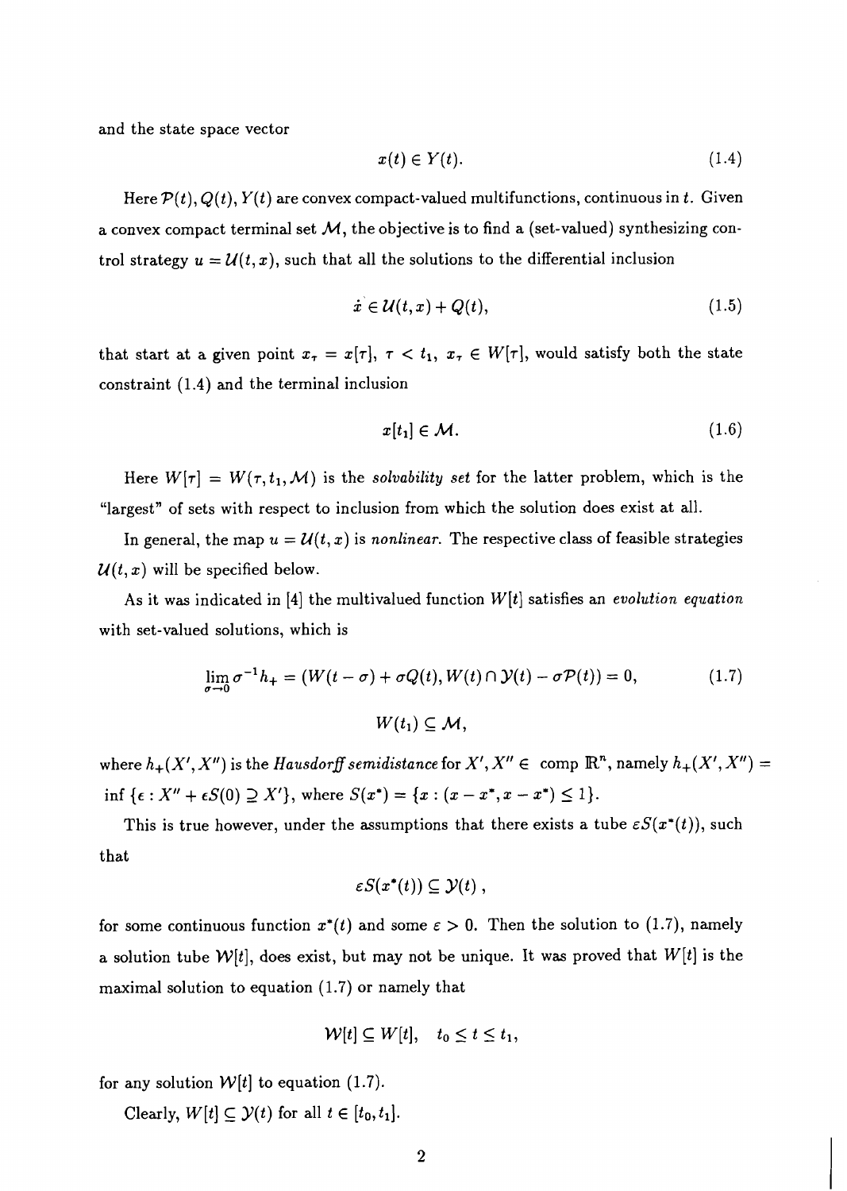and the state space vector

$$x(t) \in Y(t). \tag{1.4}$$

Here $\mathcal{P}(t), Q(t), Y(t)$ are convex compact-valued multifunctions, continuous in $t$. Given a convex compact terminal set $\mathcal{M}$, the objective is to find a (set-valued) synthesizing control strategy $u = \mathcal{U}(t,x)$, such that all the solutions to the differential inclusion

$$\dot{x} \in \mathcal{U}(t,x) + Q(t), \tag{1.5}$$

that start at a given point $x_\tau = x[\tau]$, $\tau < t_1$, $x_\tau \in W[\tau]$, would satisfy both the state constraint (1.4) and the terminal inclusion

$$x[t_1] \in \mathcal{M}. \tag{1.6}$$

Here $W[\tau] = W(\tau, t_1, \mathcal{M})$ is the *solvability set* for the latter problem, which is the "largest" of sets with respect to inclusion from which the solution does exist at all.

In general, the map $u = \mathcal{U}(t,x)$ is *nonlinear*. The respective class of feasible strategies $\mathcal{U}(t,x)$ will be specified below.

As it was indicated in [4] the multivalued function $W[t]$ satisfies an *evolution equation* with set-valued solutions, which is

$$\lim_{\sigma \to 0} \sigma^{-1} h_+ = (W(t-\sigma) + \sigma Q(t), W(t) \cap \mathcal{Y}(t) - \sigma \mathcal{P}(t)) = 0, \tag{1.7}$$

$$W(t_1) \subseteq \mathcal{M},$$

where $h_+(X', X'')$ is the *Hausdorff semidistance* for $X', X'' \in$ comp $\mathbb{R}^n$, namely $h_+(X', X'') = \inf\{\epsilon : X'' + \epsilon S(0) \supseteq X'\}$, where $S(x^*) = \{x : (x - x^*, x - x^*) \leq 1\}$.

This is true however, under the assumptions that there exists a tube $\varepsilon S(x^*(t))$, such that

$$\varepsilon S(x^*(t)) \subseteq \mathcal{Y}(t)\,,$$

for some continuous function $x^*(t)$ and some $\varepsilon > 0$. Then the solution to (1.7), namely a solution tube $\mathcal{W}[t]$, does exist, but may not be unique. It was proved that $W[t]$ is the maximal solution to equation (1.7) or namely that

$$\mathcal{W}[t] \subseteq W[t], \quad t_0 \leq t \leq t_1,$$

for any solution $\mathcal{W}[t]$ to equation (1.7).

Clearly, $W[t] \subseteq \mathcal{Y}(t)$ for all $t \in [t_0, t_1]$.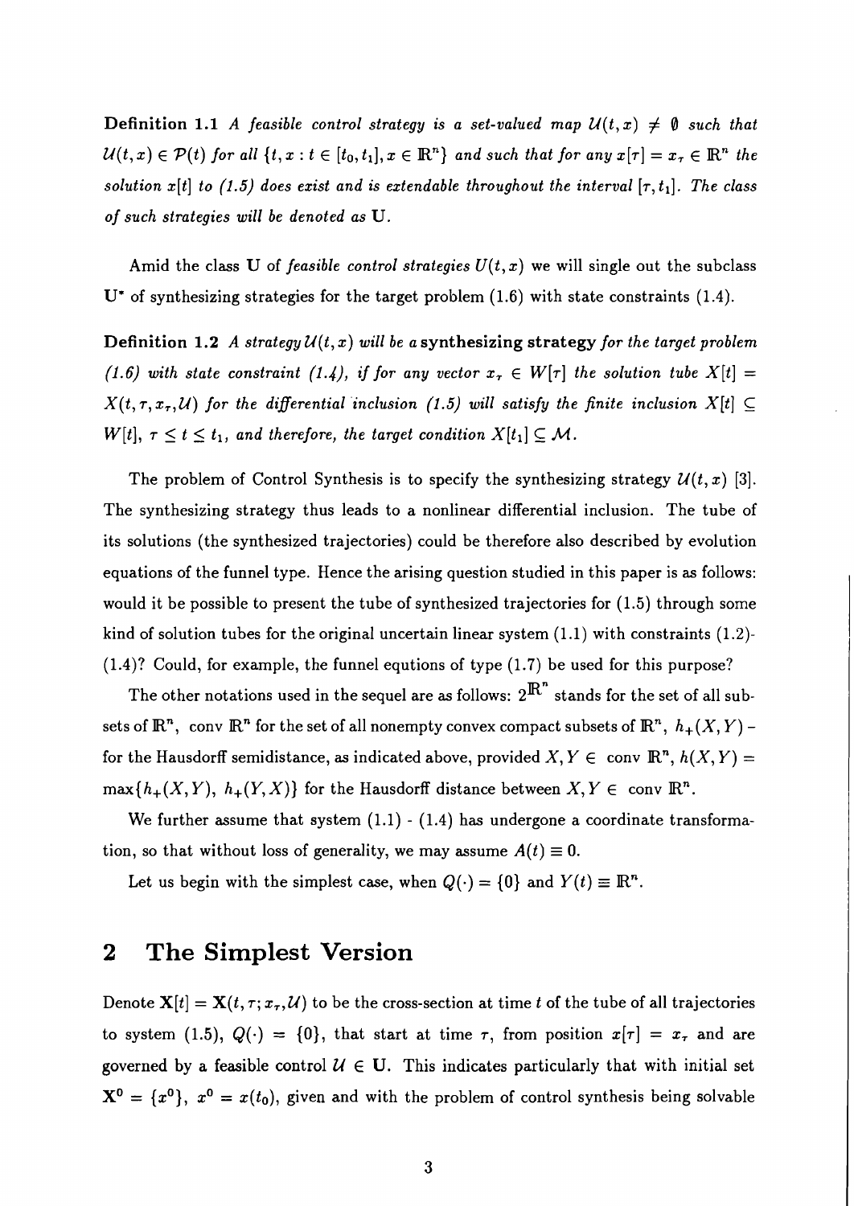**Definition 1.1** *A feasible control strategy is a set-valued map $\mathcal{U}(t,x) \neq \emptyset$ such that $\mathcal{U}(t,x) \in \mathcal{P}(t)$ for all $\{t, x : t \in [t_0, t_1], x \in \mathbb{R}^n\}$ and such that for any $x[\tau] = x_\tau \in \mathbb{R}^n$ the solution $x[t]$ to (1.5) does exist and is extendable throughout the interval $[\tau, t_1]$. The class of such strategies will be denoted as $\mathbf{U}$.*

Amid the class $\mathbf{U}$ of *feasible control strategies* $U(t,x)$ we will single out the subclass $\mathbf{U}^*$ of synthesizing strategies for the target problem (1.6) with state constraints (1.4).

**Definition 1.2** *A strategy $\mathcal{U}(t,x)$ will be a* **synthesizing strategy** *for the target problem (1.6) with state constraint (1.4), if for any vector $x_\tau \in W[\tau]$ the solution tube $X[t] = X(t, \tau, x_\tau, \mathcal{U})$ for the differential inclusion (1.5) will satisfy the finite inclusion $X[t] \subseteq W[t]$, $\tau \leq t \leq t_1$, and therefore, the target condition $X[t_1] \subseteq \mathcal{M}$.*

The problem of Control Synthesis is to specify the synthesizing strategy $\mathcal{U}(t,x)$ [3]. The synthesizing strategy thus leads to a nonlinear differential inclusion. The tube of its solutions (the synthesized trajectories) could be therefore also described by evolution equations of the funnel type. Hence the arising question studied in this paper is as follows: would it be possible to present the tube of synthesized trajectories for (1.5) through some kind of solution tubes for the original uncertain linear system (1.1) with constraints (1.2)-(1.4)? Could, for example, the funnel equtions of type (1.7) be used for this purpose?

The other notations used in the sequel are as follows: $2^{\mathbb{R}^n}$ stands for the set of all subsets of $\mathbb{R}^n$, conv $\mathbb{R}^n$ for the set of all nonempty convex compact subsets of $\mathbb{R}^n$, $h_+(X,Y)$ – for the Hausdorff semidistance, as indicated above, provided $X, Y \in$ conv $\mathbb{R}^n$, $h(X,Y) = \max\{h_+(X,Y),\ h_+(Y,X)\}$ for the Hausdorff distance between $X, Y \in$ conv $\mathbb{R}^n$.

We further assume that system (1.1) - (1.4) has undergone a coordinate transformation, so that without loss of generality, we may assume $A(t) \equiv 0$.

Let us begin with the simplest case, when $Q(\cdot) = \{0\}$ and $Y(t) \equiv \mathbb{R}^n$.

## 2 The Simplest Version

Denote $\mathbf{X}[t] = \mathbf{X}(t, \tau; x_\tau, \mathcal{U})$ to be the cross-section at time $t$ of the tube of all trajectories to system (1.5), $Q(\cdot) = \{0\}$, that start at time $\tau$, from position $x[\tau] = x_\tau$ and are governed by a feasible control $\mathcal{U} \in \mathbf{U}$. This indicates particularly that with initial set $\mathbf{X}^0 = \{x^0\}$, $x^0 = x(t_0)$, given and with the problem of control synthesis being solvable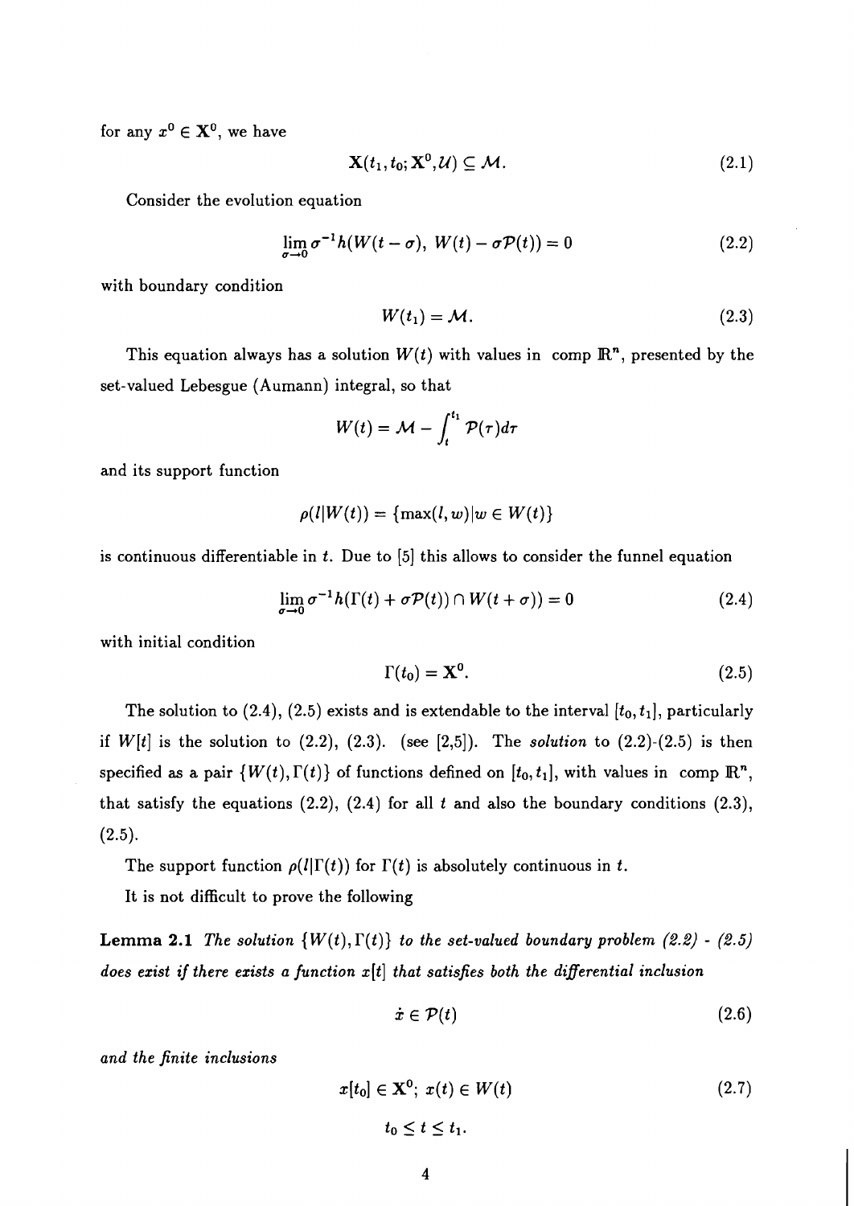for any $x^0 \in \mathbf{X}^0$, we have

$$\mathbf{X}(t_1, t_0; \mathbf{X}^0, \mathcal{U}) \subseteq \mathcal{M}. \tag{2.1}$$

Consider the evolution equation

$$\lim_{\sigma \to 0} \sigma^{-1} h(W(t-\sigma),\ W(t) - \sigma \mathcal{P}(t)) = 0 \tag{2.2}$$

with boundary condition

$$W(t_1) = \mathcal{M}. \tag{2.3}$$

This equation always has a solution $W(t)$ with values in comp $\mathbb{R}^n$, presented by the set-valued Lebesgue (Aumann) integral, so that

$$W(t) = \mathcal{M} - \int_t^{t_1} \mathcal{P}(\tau) d\tau$$

and its support function

$$\rho(l | W(t)) = \{\max(l, w) | w \in W(t)\}$$

is continuous differentiable in $t$. Due to [5] this allows to consider the funnel equation

$$\lim_{\sigma \to 0} \sigma^{-1} h(\Gamma(t) + \sigma \mathcal{P}(t)) \cap W(t+\sigma)) = 0 \tag{2.4}$$

with initial condition

$$\Gamma(t_0) = \mathbf{X}^0. \tag{2.5}$$

The solution to (2.4), (2.5) exists and is extendable to the interval $[t_0, t_1]$, particularly if $W[t]$ is the solution to (2.2), (2.3). (see [2,5]). The *solution* to (2.2)-(2.5) is then specified as a pair $\{W(t), \Gamma(t)\}$ of functions defined on $[t_0, t_1]$, with values in comp $\mathbb{R}^n$, that satisfy the equations (2.2), (2.4) for all $t$ and also the boundary conditions (2.3), (2.5).

The support function $\rho(l | \Gamma(t))$ for $\Gamma(t)$ is absolutely continuous in $t$.

It is not difficult to prove the following

**Lemma 2.1** *The solution $\{W(t), \Gamma(t)\}$ to the set-valued boundary problem (2.2) - (2.5) does exist if there exists a function $x[t]$ that satisfies both the differential inclusion*

$$\dot{x} \in \mathcal{P}(t) \tag{2.6}$$

*and the finite inclusions*

$$x[t_0] \in \mathbf{X}^0;\ x(t) \in W(t) \tag{2.7}$$

$$t_0 \leq t \leq t_1.$$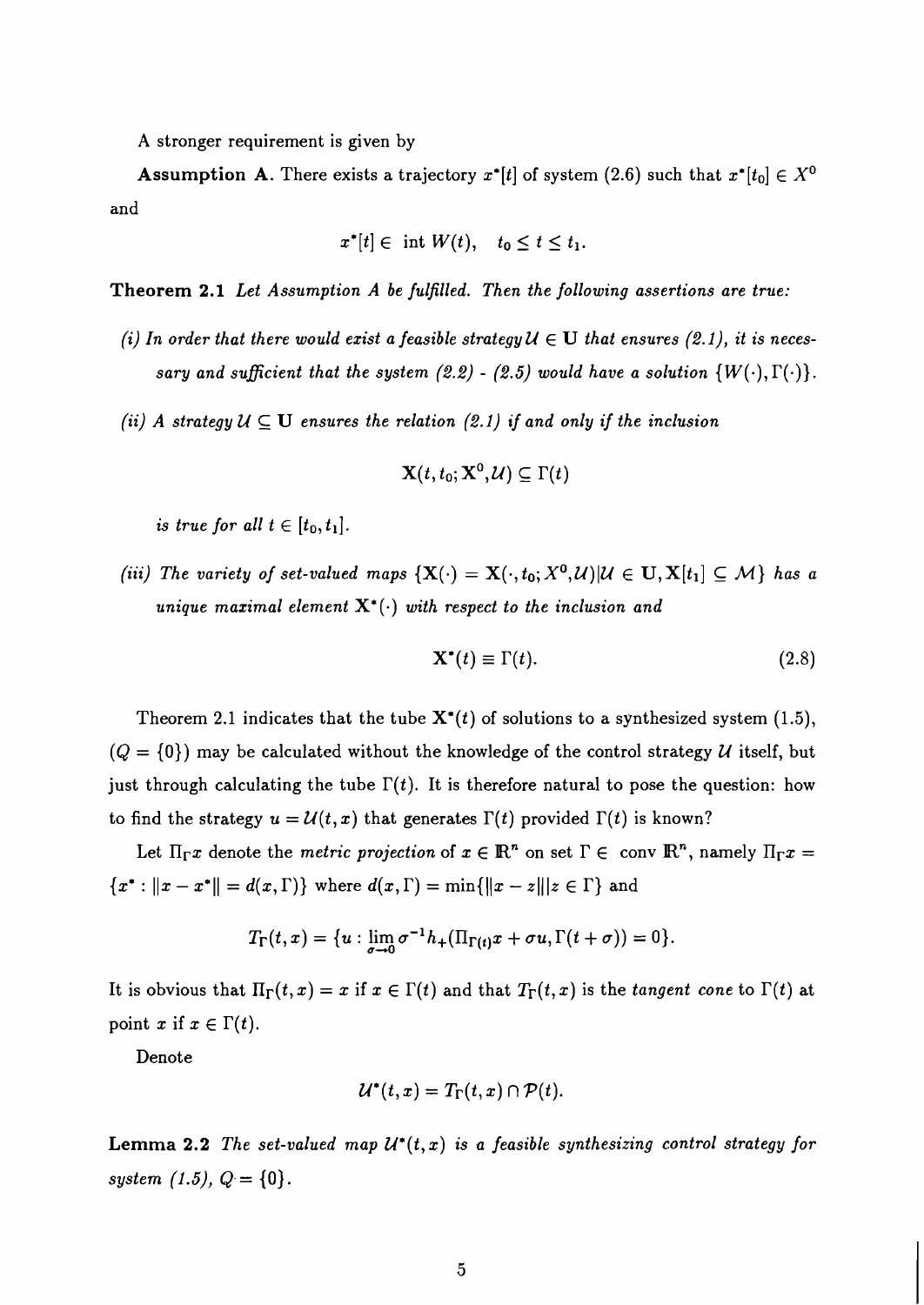A stronger requirement is given by

**Assumption A.** There exists a trajectory $x^*[t]$ of system (2.6) such that $x^*[t_0] \in X^0$ and

$$x^*[t] \in \text{ int } W(t), \quad t_0 \leq t \leq t_1.$$

**Theorem 2.1** *Let Assumption A be fulfilled. Then the following assertions are true:*

*(i) In order that there would exist a feasible strategy $\mathcal{U} \in \mathbf{U}$ that ensures (2.1), it is necessary and sufficient that the system (2.2) - (2.5) would have a solution $\{W(\cdot), \Gamma(\cdot)\}$.*

*(ii) A strategy $\mathcal{U} \subseteq \mathbf{U}$ ensures the relation (2.1) if and only if the inclusion*

$$\mathbf{X}(t, t_0; \mathbf{X}^0, \mathcal{U}) \subseteq \Gamma(t)$$

*is true for all $t \in [t_0, t_1]$.*

*(iii) The variety of set-valued maps $\{\mathbf{X}(\cdot) = \mathbf{X}(\cdot, t_0; X^0, \mathcal{U}) | \mathcal{U} \in \mathbf{U}, \mathbf{X}[t_1] \subseteq \mathcal{M}\}$ has a unique maximal element $\mathbf{X}^*(\cdot)$ with respect to the inclusion and*

$$\mathbf{X}^*(t) \equiv \Gamma(t). \tag{2.8}$$

Theorem 2.1 indicates that the tube $\mathbf{X}^*(t)$ of solutions to a synthesized system (1.5), $(Q = \{0\})$ may be calculated without the knowledge of the control strategy $\mathcal{U}$ itself, but just through calculating the tube $\Gamma(t)$. It is therefore natural to pose the question: how to find the strategy $u = \mathcal{U}(t, x)$ that generates $\Gamma(t)$ provided $\Gamma(t)$ is known?

Let $\Pi_\Gamma x$ denote the *metric projection* of $x \in \mathbb{R}^n$ on set $\Gamma \in$ conv $\mathbb{R}^n$, namely $\Pi_\Gamma x = \{x^* : \|x - x^*\| = d(x, \Gamma)\}$ where $d(x, \Gamma) = \min\{\|x - z\| | z \in \Gamma\}$ and

$$T_\Gamma(t, x) = \{u : \lim_{\sigma \to 0} \sigma^{-1} h_+(\Pi_{\Gamma(t)} x + \sigma u, \Gamma(t + \sigma)) = 0\}.$$

It is obvious that $\Pi_\Gamma(t, x) = x$ if $x \in \Gamma(t)$ and that $T_\Gamma(t, x)$ is the *tangent cone* to $\Gamma(t)$ at point $x$ if $x \in \Gamma(t)$.

Denote

$$\mathcal{U}^*(t, x) = T_\Gamma(t, x) \cap \mathcal{P}(t).$$

**Lemma 2.2** *The set-valued map $\mathcal{U}^*(t, x)$ is a feasible synthesizing control strategy for system (1.5), $Q = \{0\}$.*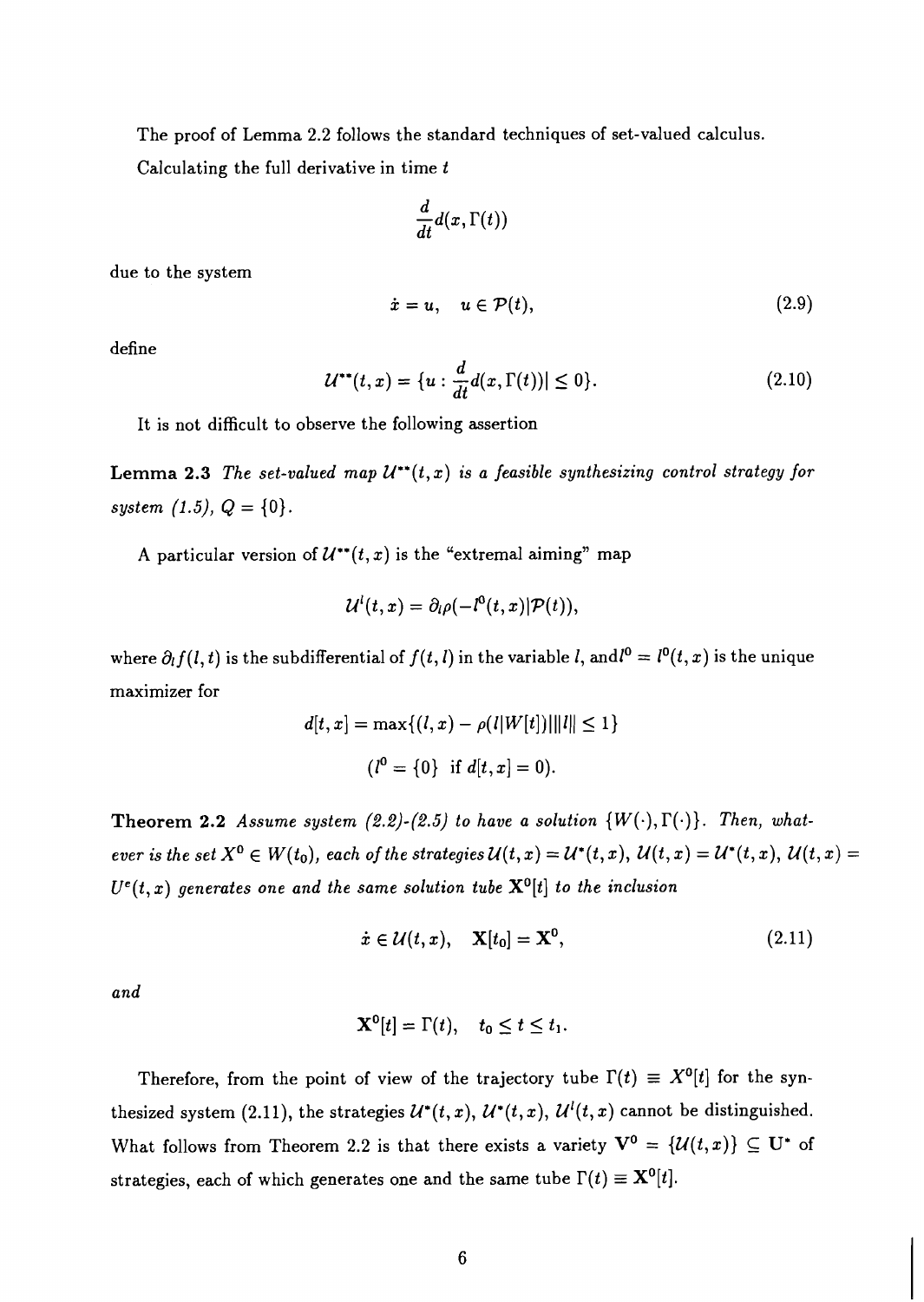The proof of Lemma 2.2 follows the standard techniques of set-valued calculus.

Calculating the full derivative in time $t$

$$\frac{d}{dt}d(x, \Gamma(t))$$

due to the system

$$\dot{x} = u, \quad u \in \mathcal{P}(t), \tag{2.9}$$

define

$$\mathcal{U}^{**}(t,x) = \{u : \frac{d}{dt}d(x, \Gamma(t))| \leq 0\}. \tag{2.10}$$

It is not difficult to observe the following assertion

**Lemma 2.3** *The set-valued map $\mathcal{U}^{**}(t,x)$ is a feasible synthesizing control strategy for system (1.5), $Q = \{0\}$.*

A particular version of $\mathcal{U}^{**}(t,x)$ is the "extremal aiming" map

$$\mathcal{U}^{l}(t,x) = \partial_l \rho(-l^0(t,x)|\mathcal{P}(t)),$$

where $\partial_l f(l,t)$ is the subdifferential of $f(t,l)$ in the variable $l$, and$l^0 = l^0(t,x)$ is the unique maximizer for

$$d[t,x] = \max\{(l,x) - \rho(l|W[t])|||l|| \leq 1\}$$

$$(l^0 = \{0\} \text{ if } d[t,x] = 0).$$

**Theorem 2.2** *Assume system (2.2)-(2.5) to have a solution $\{W(\cdot), \Gamma(\cdot)\}$. Then, whatever is the set $X^0 \in W(t_0)$, each of the strategies $\mathcal{U}(t,x) = \mathcal{U}^*(t,x)$, $\mathcal{U}(t,x) = \mathcal{U}^*(t,x)$, $\mathcal{U}(t,x) = U^e(t,x)$ generates one and the same solution tube $\mathbf{X}^0[t]$ to the inclusion*

$$\dot{x} \in \mathcal{U}(t,x), \quad \mathbf{X}[t_0] = \mathbf{X}^0, \tag{2.11}$$

*and*

$$\mathbf{X}^0[t] = \Gamma(t), \quad t_0 \leq t \leq t_1.$$

Therefore, from the point of view of the trajectory tube $\Gamma(t) \equiv X^0[t]$ for the synthesized system (2.11), the strategies $\mathcal{U}^*(t,x)$, $\mathcal{U}^*(t,x)$, $\mathcal{U}^l(t,x)$ cannot be distinguished. What follows from Theorem 2.2 is that there exists a variety $\mathbf{V}^0 = \{\mathcal{U}(t,x)\} \subseteq \mathbf{U}^*$ of strategies, each of which generates one and the same tube $\Gamma(t) \equiv \mathbf{X}^0[t]$.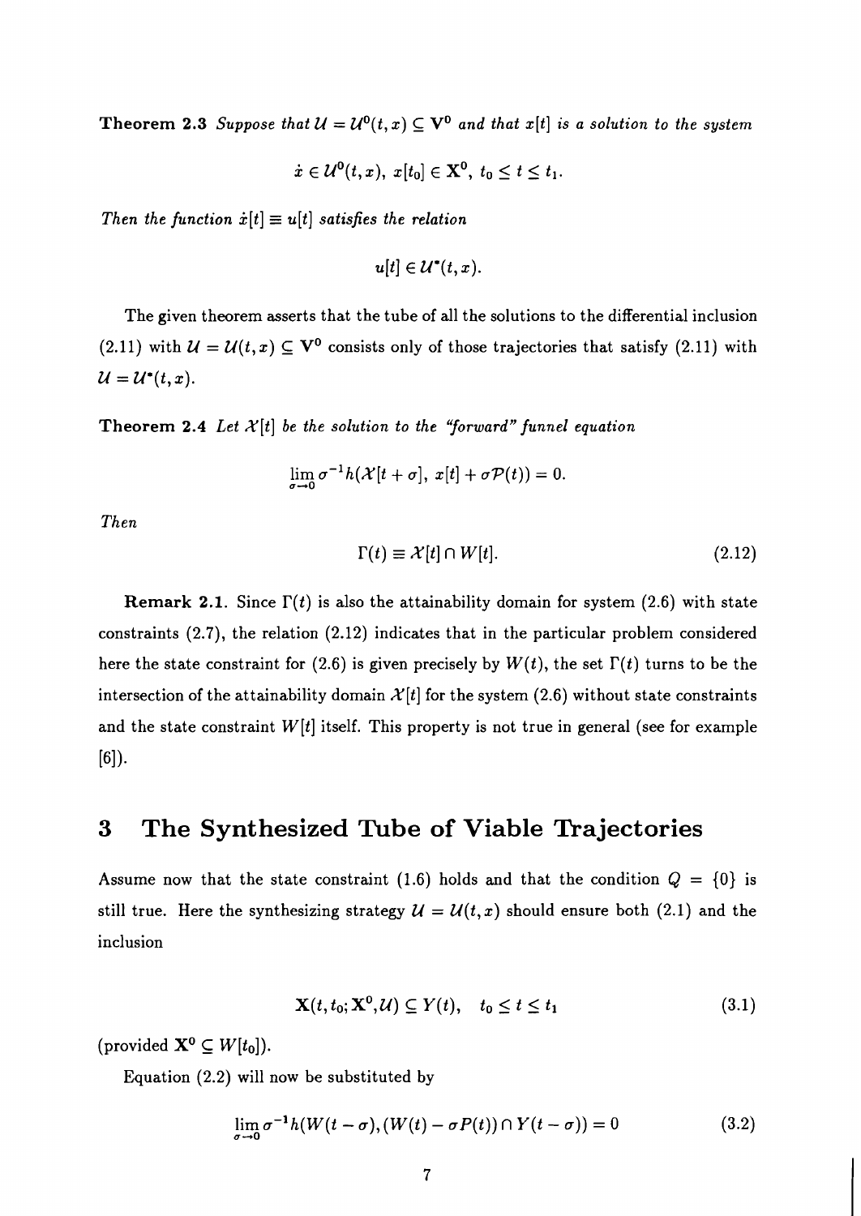**Theorem 2.3** *Suppose that $\mathcal{U} = \mathcal{U}^0(t,x) \subseteq \mathbf{V}^0$ and that $x[t]$ is a solution to the system*

$$\dot{x} \in \mathcal{U}^0(t,x),\ x[t_0] \in \mathbf{X}^0,\ t_0 \leq t \leq t_1.$$

*Then the function $\dot{x}[t] \equiv u[t]$ satisfies the relation*

$$u[t] \in \mathcal{U}^*(t,x).$$

The given theorem asserts that the tube of all the solutions to the differential inclusion (2.11) with $\mathcal{U} = \mathcal{U}(t,x) \subseteq \mathbf{V}^0$ consists only of those trajectories that satisfy (2.11) with $\mathcal{U} = \mathcal{U}^*(t,x)$.

**Theorem 2.4** *Let $\mathcal{X}[t]$ be the solution to the "forward" funnel equation*

$$\lim_{\sigma \to 0} \sigma^{-1} h(\mathcal{X}[t+\sigma],\ x[t] + \sigma \mathcal{P}(t)) = 0.$$

*Then*

$$\Gamma(t) \equiv \mathcal{X}[t] \cap W[t]. \tag{2.12}$$

**Remark 2.1.** Since $\Gamma(t)$ is also the attainability domain for system (2.6) with state constraints (2.7), the relation (2.12) indicates that in the particular problem considered here the state constraint for (2.6) is given precisely by $W(t)$, the set $\Gamma(t)$ turns to be the intersection of the attainability domain $\mathcal{X}[t]$ for the system (2.6) without state constraints and the state constraint $W[t]$ itself. This property is not true in general (see for example [6]).

# 3 The Synthesized Tube of Viable Trajectories

Assume now that the state constraint (1.6) holds and that the condition $Q = \{0\}$ is still true. Here the synthesizing strategy $\mathcal{U} = \mathcal{U}(t,x)$ should ensure both (2.1) and the inclusion

$$\mathbf{X}(t, t_0; \mathbf{X}^0, \mathcal{U}) \subseteq Y(t), \quad t_0 \leq t \leq t_1 \tag{3.1}$$

(provided $\mathbf{X}^0 \subseteq W[t_0]$).

Equation (2.2) will now be substituted by

$$\lim_{\sigma \to 0} \sigma^{-1} h(W(t-\sigma), (W(t) - \sigma P(t)) \cap Y(t-\sigma)) = 0 \tag{3.2}$$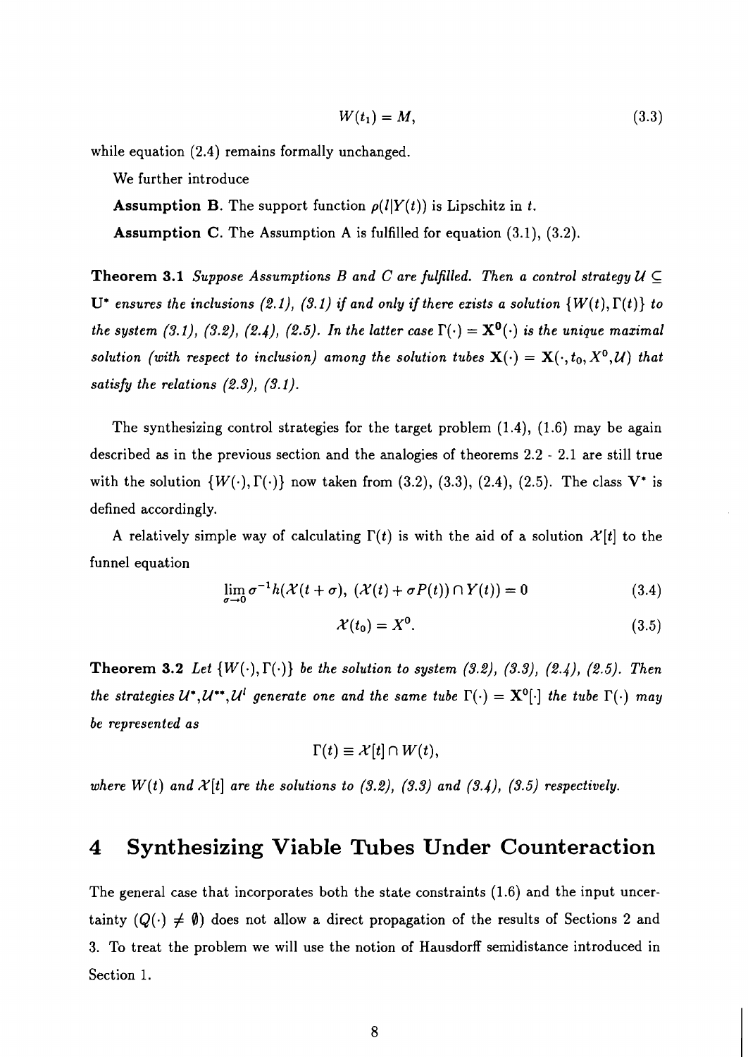$$W(t_1) = M, \tag{3.3}$$

while equation (2.4) remains formally unchanged.

We further introduce

**Assumption B**. The support function $\rho(l|Y(t))$ is Lipschitz in $t$.

**Assumption C**. The Assumption A is fulfilled for equation (3.1), (3.2).

**Theorem 3.1** *Suppose Assumptions B and C are fulfilled. Then a control strategy $\mathcal{U} \subseteq \mathbf{U}^*$ ensures the inclusions (2.1), (3.1) if and only if there exists a solution $\{W(t), \Gamma(t)\}$ to the system (3.1), (3.2), (2.4), (2.5). In the latter case $\Gamma(\cdot) = \mathbf{X}^0(\cdot)$ is the unique maximal solution (with respect to inclusion) among the solution tubes $\mathbf{X}(\cdot) = \mathbf{X}(\cdot, t_0, X^0, \mathcal{U})$ that satisfy the relations (2.3), (3.1).*

The synthesizing control strategies for the target problem (1.4), (1.6) may be again described as in the previous section and the analogies of theorems 2.2 - 2.1 are still true with the solution $\{W(\cdot), \Gamma(\cdot)\}$ now taken from (3.2), (3.3), (2.4), (2.5). The class $\mathbf{V}^*$ is defined accordingly.

A relatively simple way of calculating $\Gamma(t)$ is with the aid of a solution $\mathcal{X}[t]$ to the funnel equation

$$\lim_{\sigma \to 0} \sigma^{-1} h(\mathcal{X}(t+\sigma),\ (\mathcal{X}(t) + \sigma P(t)) \cap Y(t)) = 0 \tag{3.4}$$

$$\mathcal{X}(t_0) = X^0. \tag{3.5}$$

**Theorem 3.2** *Let $\{W(\cdot), \Gamma(\cdot)\}$ be the solution to system (3.2), (3.3), (2.4), (2.5). Then the strategies $\mathcal{U}^*, \mathcal{U}^{**}, \mathcal{U}^l$ generate one and the same tube $\Gamma(\cdot) = \mathbf{X}^0[\cdot]$ the tube $\Gamma(\cdot)$ may be represented as*

$$\Gamma(t) \equiv \mathcal{X}[t] \cap W(t),$$

*where $W(t)$ and $\mathcal{X}[t]$ are the solutions to (3.2), (3.3) and (3.4), (3.5) respectively.*

# 4 Synthesizing Viable Tubes Under Counteraction

The general case that incorporates both the state constraints (1.6) and the input uncertainty ($Q(\cdot) \neq \emptyset$) does not allow a direct propagation of the results of Sections 2 and 3. To treat the problem we will use the notion of Hausdorff semidistance introduced in Section 1.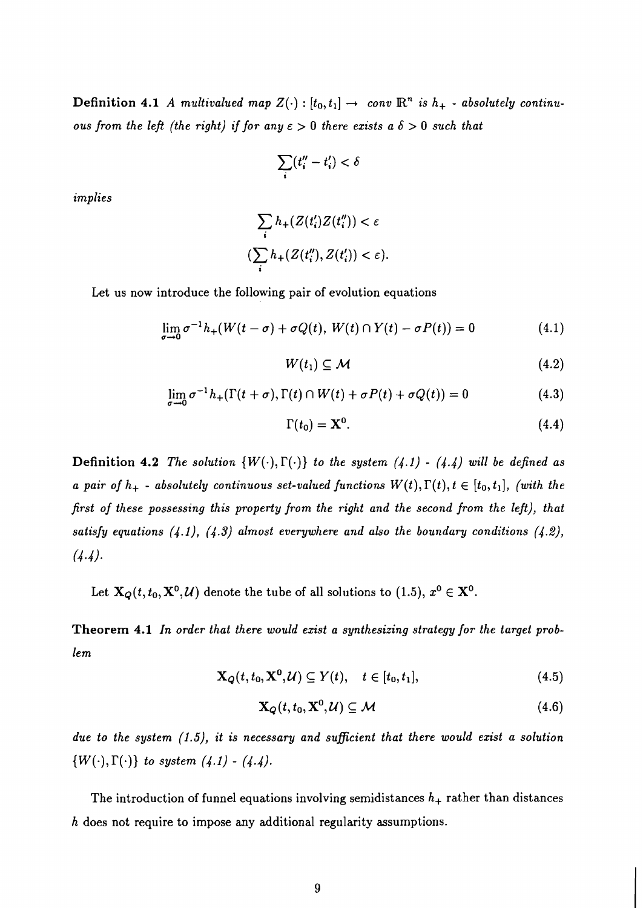**Definition 4.1** *A multivalued map $Z(\cdot) : [t_0, t_1] \to \text{conv}\, \mathbb{R}^n$ is $h_+$ - absolutely continuous from the left (the right) if for any $\varepsilon > 0$ there exists a $\delta > 0$ such that*

$$\sum_i (t_i'' - t_i') < \delta$$

*implies*

$$\sum_i h_+(Z(t_i')Z(t_i'')) < \varepsilon$$

$$(\sum_i h_+(Z(t_i''), Z(t_i')) < \varepsilon).$$

Let us now introduce the following pair of evolution equations

$$\lim_{\sigma \to 0} \sigma^{-1} h_+(W(t-\sigma) + \sigma Q(t),\ W(t) \cap Y(t) - \sigma P(t)) = 0 \tag{4.1}$$

$$W(t_1) \subseteq \mathcal{M} \tag{4.2}$$

$$\lim_{\sigma \to 0} \sigma^{-1} h_+(\Gamma(t+\sigma), \Gamma(t) \cap W(t) + \sigma P(t) + \sigma Q(t)) = 0 \tag{4.3}$$

$$\Gamma(t_0) = \mathbf{X}^0. \tag{4.4}$$

**Definition 4.2** *The solution $\{W(\cdot), \Gamma(\cdot)\}$ to the system (4.1) - (4.4) will be defined as a pair of $h_+$ - absolutely continuous set-valued functions $W(t), \Gamma(t), t \in [t_0, t_1]$, (with the first of these possessing this property from the right and the second from the left), that satisfy equations (4.1), (4.3) almost everywhere and also the boundary conditions (4.2), (4.4).*

Let $\mathbf{X}_Q(t, t_0, \mathbf{X}^0, \mathcal{U})$ denote the tube of all solutions to (1.5), $x^0 \in \mathbf{X}^0$.

**Theorem 4.1** *In order that there would exist a synthesizing strategy for the target problem*

$$\mathbf{X}_Q(t, t_0, \mathbf{X}^0, \mathcal{U}) \subseteq Y(t), \quad t \in [t_0, t_1], \tag{4.5}$$

$$\mathbf{X}_Q(t, t_0, \mathbf{X}^0, \mathcal{U}) \subseteq \mathcal{M} \tag{4.6}$$

*due to the system (1.5), it is necessary and sufficient that there would exist a solution $\{W(\cdot), \Gamma(\cdot)\}$ to system (4.1) - (4.4).*

The introduction of funnel equations involving semidistances $h_+$ rather than distances $h$ does not require to impose any additional regularity assumptions.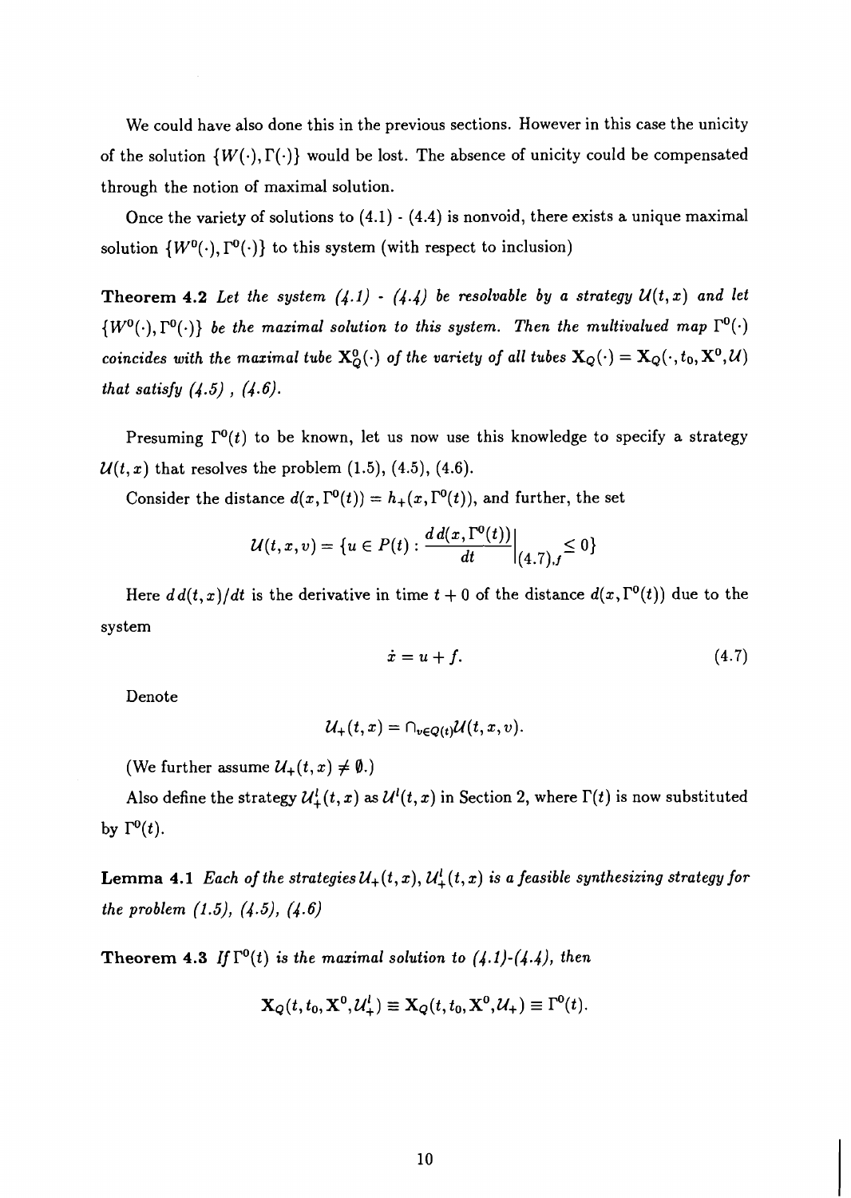We could have also done this in the previous sections. However in this case the unicity of the solution $\{W(\cdot), \Gamma(\cdot)\}$ would be lost. The absence of unicity could be compensated through the notion of maximal solution.

Once the variety of solutions to (4.1) - (4.4) is nonvoid, there exists a unique maximal solution $\{W^0(\cdot), \Gamma^0(\cdot)\}$ to this system (with respect to inclusion)

**Theorem 4.2** *Let the system (4.1) - (4.4) be resolvable by a strategy $\mathcal{U}(t,x)$ and let $\{W^0(\cdot), \Gamma^0(\cdot)\}$ be the maximal solution to this system. Then the multivalued map $\Gamma^0(\cdot)$ coincides with the maximal tube $\mathbf{X}_Q^0(\cdot)$ of the variety of all tubes $\mathbf{X}_Q(\cdot) = \mathbf{X}_Q(\cdot, t_0, \mathbf{X}^0, \mathcal{U})$ that satisfy (4.5) , (4.6).*

Presuming $\Gamma^0(t)$ to be known, let us now use this knowledge to specify a strategy $\mathcal{U}(t,x)$ that resolves the problem (1.5), (4.5), (4.6).

Consider the distance $d(x, \Gamma^0(t)) = h_+(x, \Gamma^0(t))$, and further, the set

$$\mathcal{U}(t,x,v) = \{u \in P(t) : \frac{d\, d(x, \Gamma^0(t))}{dt}\Big|_{(4.7),f} \leq 0\}$$

Here $d\,d(t,x)/dt$ is the derivative in time $t+0$ of the distance $d(x, \Gamma^0(t))$ due to the system

$$\dot{x} = u + f. \tag{4.7}$$

Denote

$$\mathcal{U}_+(t,x) = \cap_{v \in Q(t)} \mathcal{U}(t,x,v).$$

(We further assume $\mathcal{U}_+(t,x) \neq \emptyset$.)

Also define the strategy $\mathcal{U}_+^l(t,x)$ as $\mathcal{U}^l(t,x)$ in Section 2, where $\Gamma(t)$ is now substituted by $\Gamma^0(t)$.

**Lemma 4.1** *Each of the strategies $\mathcal{U}_+(t,x)$, $\mathcal{U}_+^l(t,x)$ is a feasible synthesizing strategy for the problem (1.5), (4.5), (4.6)*

**Theorem 4.3** *If $\Gamma^0(t)$ is the maximal solution to (4.1)-(4.4), then*

$$\mathbf{X}_Q(t, t_0, \mathbf{X}^0, \mathcal{U}_+^l) \equiv \mathbf{X}_Q(t, t_0, \mathbf{X}^0, \mathcal{U}_+) \equiv \Gamma^0(t).$$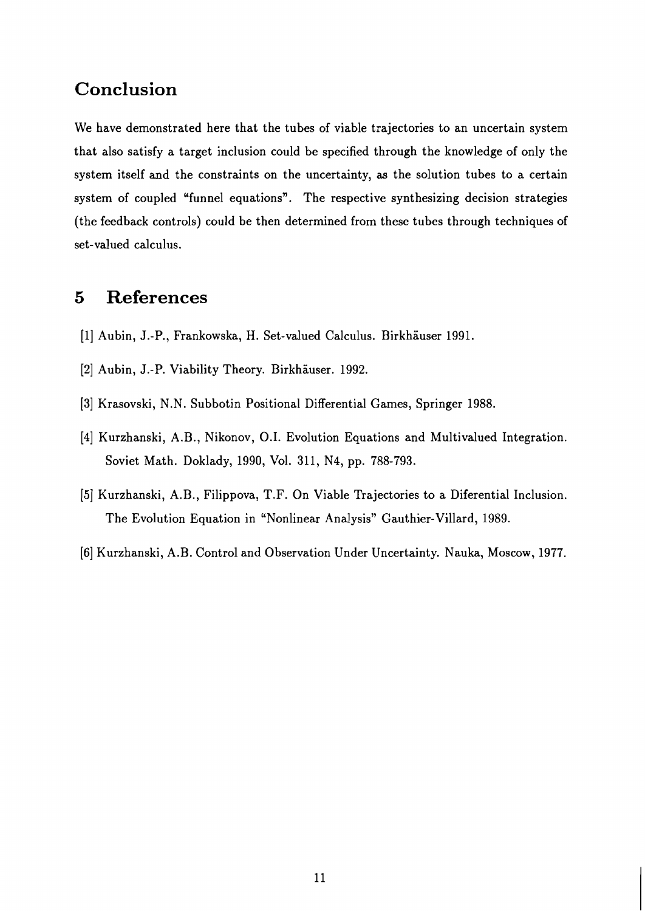## Conclusion

We have demonstrated here that the tubes of viable trajectories to an uncertain system that also satisfy a target inclusion could be specified through the knowledge of only the system itself and the constraints on the uncertainty, as the solution tubes to a certain system of coupled "funnel equations". The respective synthesizing decision strategies (the feedback controls) could be then determined from these tubes through techniques of set-valued calculus.

## 5 References

[1] Aubin, J.-P., Frankowska, H. Set-valued Calculus. Birkhäuser 1991.

[2] Aubin, J.-P. Viability Theory. Birkhäuser. 1992.

[3] Krasovski, N.N. Subbotin Positional Differential Games, Springer 1988.

[4] Kurzhanski, A.B., Nikonov, O.I. Evolution Equations and Multivalued Integration. Soviet Math. Doklady, 1990, Vol. 311, N4, pp. 788-793.

[5] Kurzhanski, A.B., Filippova, T.F. On Viable Trajectories to a Diferential Inclusion. The Evolution Equation in "Nonlinear Analysis" Gauthier-Villard, 1989.

[6] Kurzhanski, A.B. Control and Observation Under Uncertainty. Nauka, Moscow, 1977.